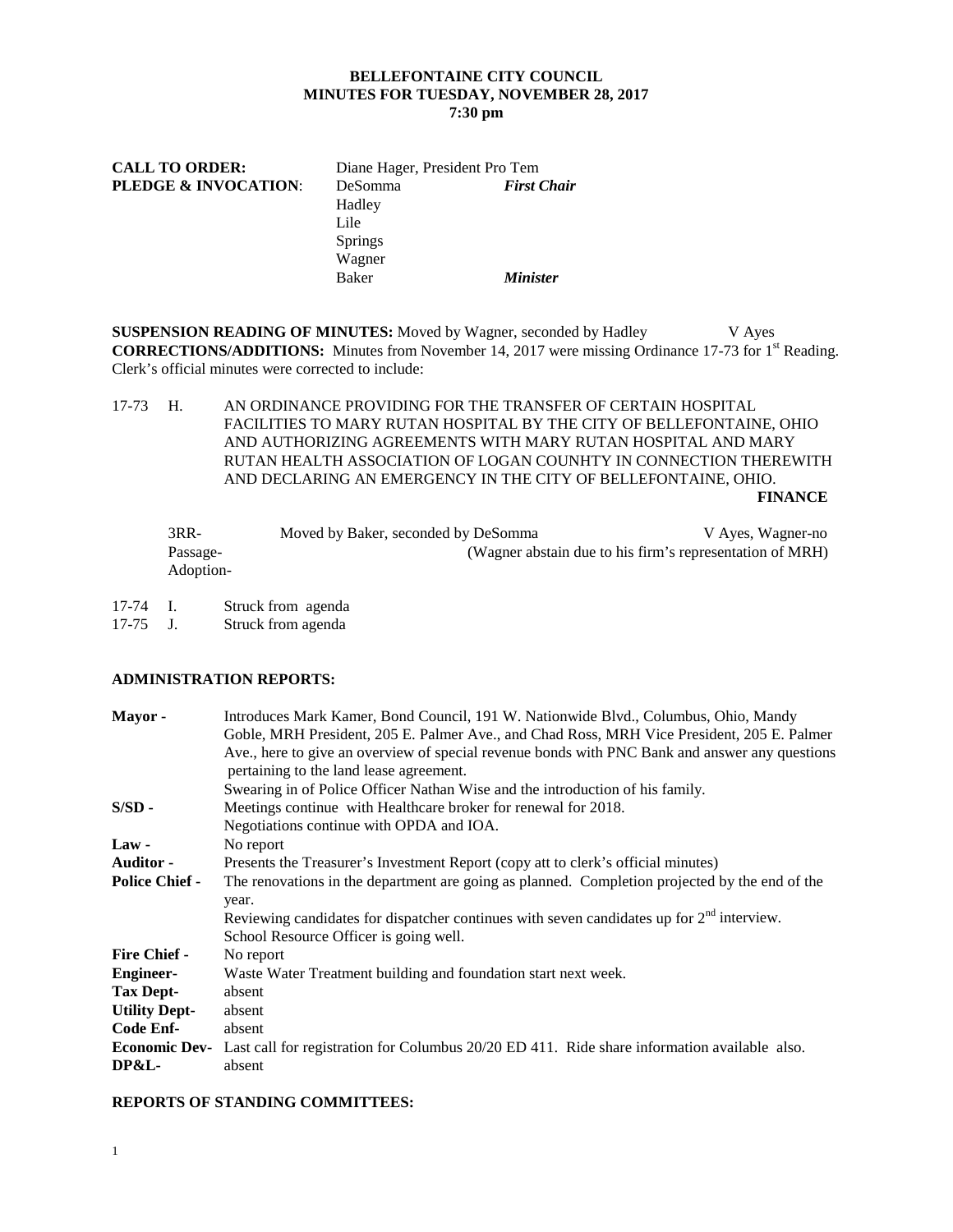# BELLEFONTAINE CITY COUNCIL
## MINUTES FOR TUESDAY, NOVEMBER 28, 2017
### 7:30 pm

| | | |
|---|---|---|
| **CALL TO ORDER:** | Diane Hager, President Pro Tem | |
| **PLEDGE & INVOCATION**: | DeSomma | ***First Chair*** |
| | Hadley | |
| | Lile | |
| | Springs | |
| | Wagner | |
| | Baker | ***Minister*** |

**SUSPENSION READING OF MINUTES:** Moved by Wagner, seconded by Hadley V Ayes

**CORRECTIONS/ADDITIONS:** Minutes from November 14, 2017 were missing Ordinance 17-73 for 1st Reading. Clerk's official minutes were corrected to include:

17-73 H. AN ORDINANCE PROVIDING FOR THE TRANSFER OF CERTAIN HOSPITAL FACILITIES TO MARY RUTAN HOSPITAL BY THE CITY OF BELLEFONTAINE, OHIO AND AUTHORIZING AGREEMENTS WITH MARY RUTAN HOSPITAL AND MARY RUTAN HEALTH ASSOCIATION OF LOGAN COUNHTY IN CONNECTION THEREWITH AND DECLARING AN EMERGENCY IN THE CITY OF BELLEFONTAINE, OHIO.

**FINANCE**

| | | |
|---|---|---|
| 3RR- | Moved by Baker, seconded by DeSomma | V Ayes, Wagner-no |
| Passage- | | (Wagner abstain due to his firm's representation of MRH) |
| Adoption- | | |

17-74 I. Struck from agenda

17-75 J. Struck from agenda

**ADMINISTRATION REPORTS:**

| | |
|---|---|
| **Mayor -** | Introduces Mark Kamer, Bond Council, 191 W. Nationwide Blvd., Columbus, Ohio, Mandy Goble, MRH President, 205 E. Palmer Ave., and Chad Ross, MRH Vice President, 205 E. Palmer Ave., here to give an overview of special revenue bonds with PNC Bank and answer any questions pertaining to the land lease agreement.<br>Swearing in of Police Officer Nathan Wise and the introduction of his family. |
| **S/SD -** | Meetings continue with Healthcare broker for renewal for 2018.<br>Negotiations continue with OPDA and IOA. |
| **Law -** | No report |
| **Auditor -** | Presents the Treasurer's Investment Report (copy att to clerk's official minutes) |
| **Police Chief -** | The renovations in the department are going as planned. Completion projected by the end of the year.<br>Reviewing candidates for dispatcher continues with seven candidates up for 2nd interview.<br>School Resource Officer is going well. |
| **Fire Chief -** | No report |
| **Engineer-** | Waste Water Treatment building and foundation start next week. |
| **Tax Dept-** | absent |
| **Utility Dept-** | absent |
| **Code Enf-** | absent |
| **Economic Dev-** | Last call for registration for Columbus 20/20 ED 411. Ride share information available also. |
| **DP&L-** | absent |

**REPORTS OF STANDING COMMITTEES:**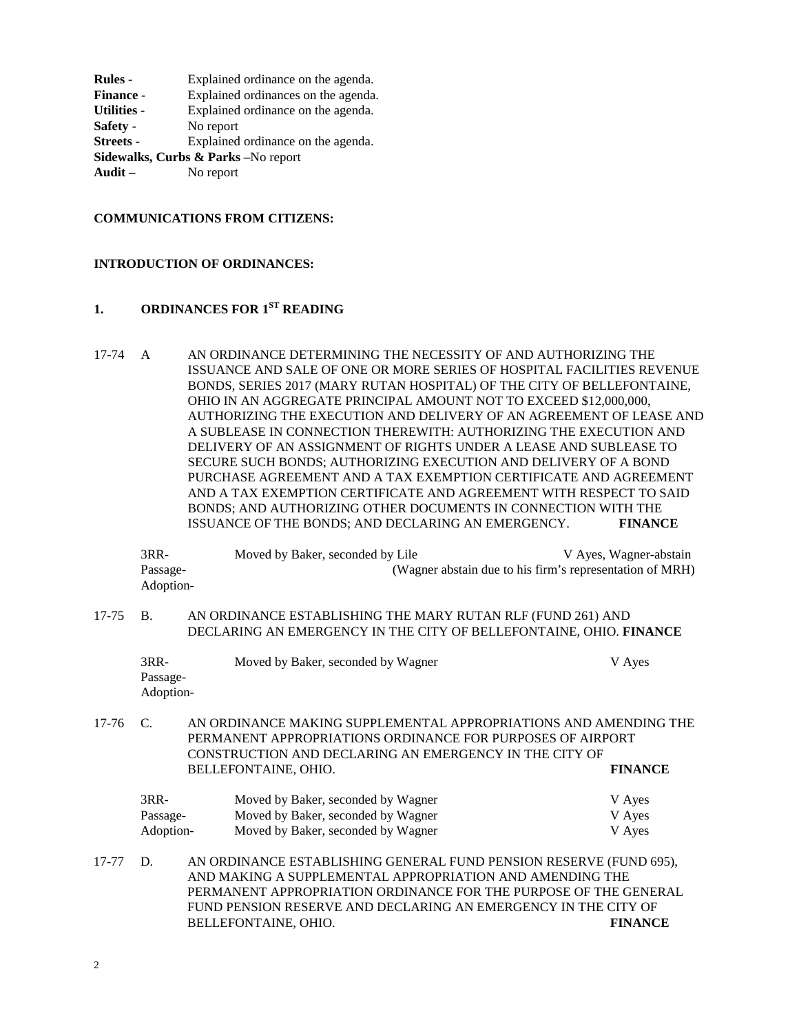**Rules -** Explained ordinance on the agenda.
**Finance -** Explained ordinances on the agenda.
**Utilities -** Explained ordinance on the agenda.
**Safety -** No report
**Streets -** Explained ordinance on the agenda.
**Sidewalks, Curbs & Parks –**No report
**Audit –** No report

**COMMUNICATIONS FROM CITIZENS:**

**INTRODUCTION OF ORDINANCES:**

**1. ORDINANCES FOR 1ST READING**

17-74 A AN ORDINANCE DETERMINING THE NECESSITY OF AND AUTHORIZING THE ISSUANCE AND SALE OF ONE OR MORE SERIES OF HOSPITAL FACILITIES REVENUE BONDS, SERIES 2017 (MARY RUTAN HOSPITAL) OF THE CITY OF BELLEFONTAINE, OHIO IN AN AGGREGATE PRINCIPAL AMOUNT NOT TO EXCEED $12,000,000, AUTHORIZING THE EXECUTION AND DELIVERY OF AN AGREEMENT OF LEASE AND A SUBLEASE IN CONNECTION THEREWITH: AUTHORIZING THE EXECUTION AND DELIVERY OF AN ASSIGNMENT OF RIGHTS UNDER A LEASE AND SUBLEASE TO SECURE SUCH BONDS; AUTHORIZING EXECUTION AND DELIVERY OF A BOND PURCHASE AGREEMENT AND A TAX EXEMPTION CERTIFICATE AND AGREEMENT AND A TAX EXEMPTION CERTIFICATE AND AGREEMENT WITH RESPECT TO SAID BONDS; AND AUTHORIZING OTHER DOCUMENTS IN CONNECTION WITH THE ISSUANCE OF THE BONDS; AND DECLARING AN EMERGENCY. **FINANCE**

| | | |
|---|---|---|
| 3RR- | Moved by Baker, seconded by Lile | V Ayes, Wagner-abstain |
| Passage- | (Wagner abstain due to his firm's representation of MRH) | |
| Adoption- | | |

17-75 B. AN ORDINANCE ESTABLISHING THE MARY RUTAN RLF (FUND 261) AND DECLARING AN EMERGENCY IN THE CITY OF BELLEFONTAINE, OHIO. **FINANCE**

| | | |
|---|---|---|
| 3RR- | Moved by Baker, seconded by Wagner | V Ayes |
| Passage- | | |
| Adoption- | | |

17-76 C. AN ORDINANCE MAKING SUPPLEMENTAL APPROPRIATIONS AND AMENDING THE PERMANENT APPROPRIATIONS ORDINANCE FOR PURPOSES OF AIRPORT CONSTRUCTION AND DECLARING AN EMERGENCY IN THE CITY OF BELLEFONTAINE, OHIO. **FINANCE**

| | | |
|---|---|---|
| 3RR- | Moved by Baker, seconded by Wagner | V Ayes |
| Passage- | Moved by Baker, seconded by Wagner | V Ayes |
| Adoption- | Moved by Baker, seconded by Wagner | V Ayes |

17-77 D. AN ORDINANCE ESTABLISHING GENERAL FUND PENSION RESERVE (FUND 695), AND MAKING A SUPPLEMENTAL APPROPRIATION AND AMENDING THE PERMANENT APPROPRIATION ORDINANCE FOR THE PURPOSE OF THE GENERAL FUND PENSION RESERVE AND DECLARING AN EMERGENCY IN THE CITY OF BELLEFONTAINE, OHIO. **FINANCE**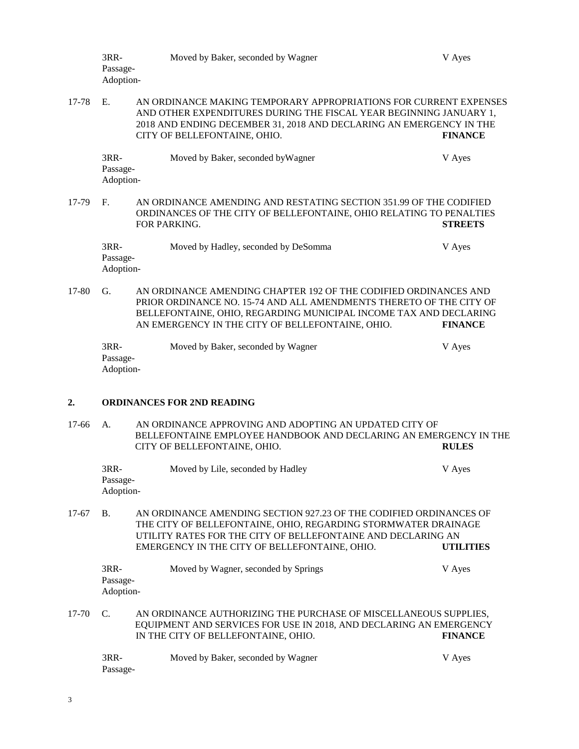3RR-
Passage-
Adoption-

Moved by Baker, seconded by Wagner — V Ayes

17-78 E. AN ORDINANCE MAKING TEMPORARY APPROPRIATIONS FOR CURRENT EXPENSES AND OTHER EXPENDITURES DURING THE FISCAL YEAR BEGINNING JANUARY 1, 2018 AND ENDING DECEMBER 31, 2018 AND DECLARING AN EMERGENCY IN THE CITY OF BELLEFONTAINE, OHIO. **FINANCE**

3RR-
Passage-
Adoption-

Moved by Baker, seconded byWagner — V Ayes

17-79 F. AN ORDINANCE AMENDING AND RESTATING SECTION 351.99 OF THE CODIFIED ORDINANCES OF THE CITY OF BELLEFONTAINE, OHIO RELATING TO PENALTIES FOR PARKING. **STREETS**

3RR-
Passage-
Adoption-

Moved by Hadley, seconded by DeSomma — V Ayes

17-80 G. AN ORDINANCE AMENDING CHAPTER 192 OF THE CODIFIED ORDINANCES AND PRIOR ORDINANCE NO. 15-74 AND ALL AMENDMENTS THERETO OF THE CITY OF BELLEFONTAINE, OHIO, REGARDING MUNICIPAL INCOME TAX AND DECLARING AN EMERGENCY IN THE CITY OF BELLEFONTAINE, OHIO. **FINANCE**

3RR-
Passage-
Adoption-

Moved by Baker, seconded by Wagner — V Ayes

## 2. ORDINANCES FOR 2ND READING

17-66 A. AN ORDINANCE APPROVING AND ADOPTING AN UPDATED CITY OF BELLEFONTAINE EMPLOYEE HANDBOOK AND DECLARING AN EMERGENCY IN THE CITY OF BELLEFONTAINE, OHIO. **RULES**

3RR-
Passage-
Adoption-

Moved by Lile, seconded by Hadley — V Ayes

17-67 B. AN ORDINANCE AMENDING SECTION 927.23 OF THE CODIFIED ORDINANCES OF THE CITY OF BELLEFONTAINE, OHIO, REGARDING STORMWATER DRAINAGE UTILITY RATES FOR THE CITY OF BELLEFONTAINE AND DECLARING AN EMERGENCY IN THE CITY OF BELLEFONTAINE, OHIO. **UTILITIES**

3RR-
Passage-
Adoption-

Moved by Wagner, seconded by Springs — V Ayes

17-70 C. AN ORDINANCE AUTHORIZING THE PURCHASE OF MISCELLANEOUS SUPPLIES, EQUIPMENT AND SERVICES FOR USE IN 2018, AND DECLARING AN EMERGENCY IN THE CITY OF BELLEFONTAINE, OHIO. **FINANCE**

3RR-
Passage-

Moved by Baker, seconded by Wagner — V Ayes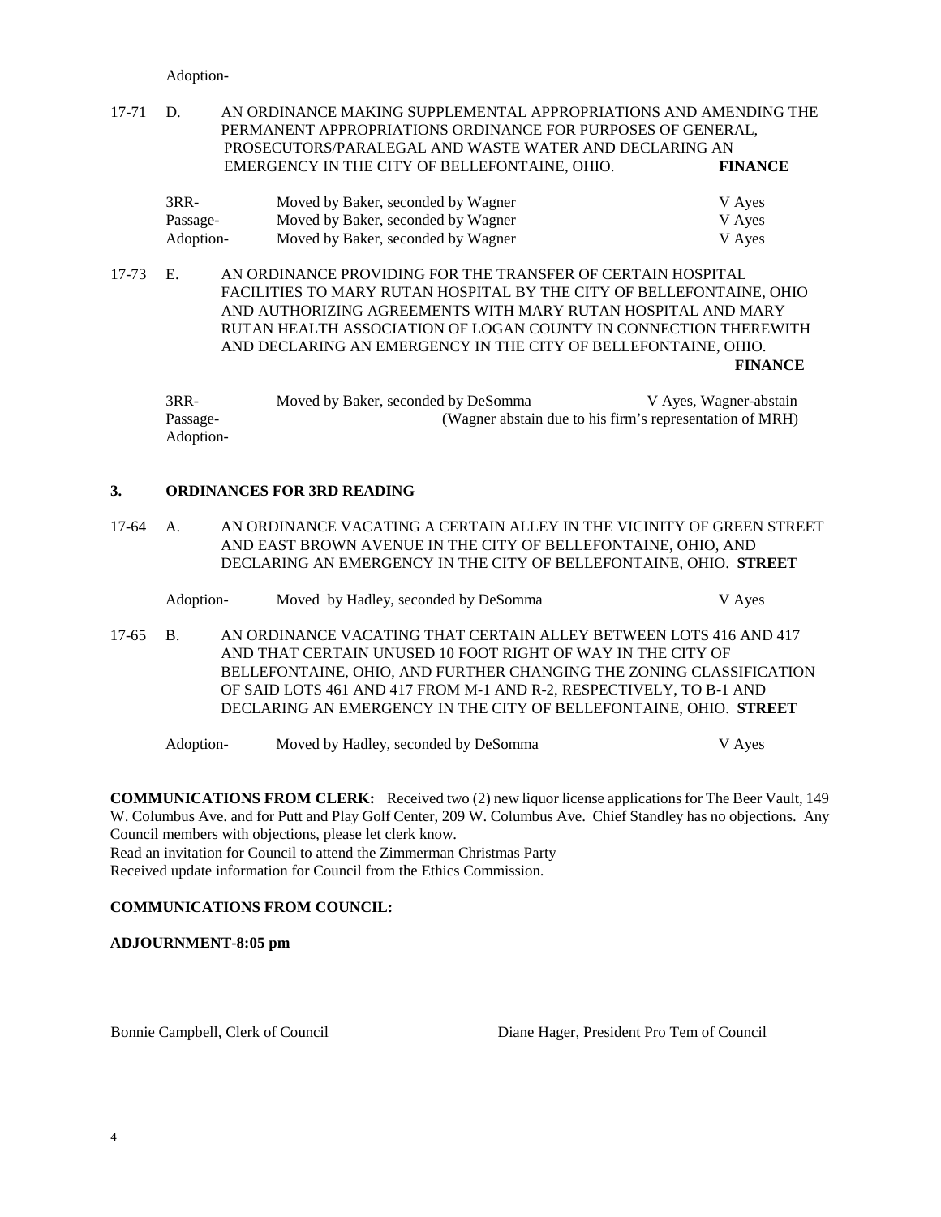Adoption-

17-71 D. AN ORDINANCE MAKING SUPPLEMENTAL APPROPRIATIONS AND AMENDING THE PERMANENT APPROPRIATIONS ORDINANCE FOR PURPOSES OF GENERAL, PROSECUTORS/PARALEGAL AND WASTE WATER AND DECLARING AN EMERGENCY IN THE CITY OF BELLEFONTAINE, OHIO. **FINANCE**

| | | |
|---|---|---|
| 3RR- | Moved by Baker, seconded by Wagner | V Ayes |
| Passage- | Moved by Baker, seconded by Wagner | V Ayes |
| Adoption- | Moved by Baker, seconded by Wagner | V Ayes |

17-73 E. AN ORDINANCE PROVIDING FOR THE TRANSFER OF CERTAIN HOSPITAL FACILITIES TO MARY RUTAN HOSPITAL BY THE CITY OF BELLEFONTAINE, OHIO AND AUTHORIZING AGREEMENTS WITH MARY RUTAN HOSPITAL AND MARY RUTAN HEALTH ASSOCIATION OF LOGAN COUNTY IN CONNECTION THEREWITH AND DECLARING AN EMERGENCY IN THE CITY OF BELLEFONTAINE, OHIO. **FINANCE**

| | | |
|---|---|---|
| 3RR- | Moved by Baker, seconded by DeSomma | V Ayes, Wagner-abstain |
| Passage- | (Wagner abstain due to his firm's representation of MRH) | |
| Adoption- | | |

## 3. ORDINANCES FOR 3RD READING

17-64 A. AN ORDINANCE VACATING A CERTAIN ALLEY IN THE VICINITY OF GREEN STREET AND EAST BROWN AVENUE IN THE CITY OF BELLEFONTAINE, OHIO, AND DECLARING AN EMERGENCY IN THE CITY OF BELLEFONTAINE, OHIO. **STREET**

Adoption- Moved by Hadley, seconded by DeSomma V Ayes

17-65 B. AN ORDINANCE VACATING THAT CERTAIN ALLEY BETWEEN LOTS 416 AND 417 AND THAT CERTAIN UNUSED 10 FOOT RIGHT OF WAY IN THE CITY OF BELLEFONTAINE, OHIO, AND FURTHER CHANGING THE ZONING CLASSIFICATION OF SAID LOTS 461 AND 417 FROM M-1 AND R-2, RESPECTIVELY, TO B-1 AND DECLARING AN EMERGENCY IN THE CITY OF BELLEFONTAINE, OHIO. **STREET**

Adoption- Moved by Hadley, seconded by DeSomma V Ayes

**COMMUNICATIONS FROM CLERK:** Received two (2) new liquor license applications for The Beer Vault, 149 W. Columbus Ave. and for Putt and Play Golf Center, 209 W. Columbus Ave. Chief Standley has no objections. Any Council members with objections, please let clerk know.
Read an invitation for Council to attend the Zimmerman Christmas Party
Received update information for Council from the Ethics Commission.

**COMMUNICATIONS FROM COUNCIL:**

**ADJOURNMENT-8:05 pm**

Bonnie Campbell, Clerk of Council

Diane Hager, President Pro Tem of Council